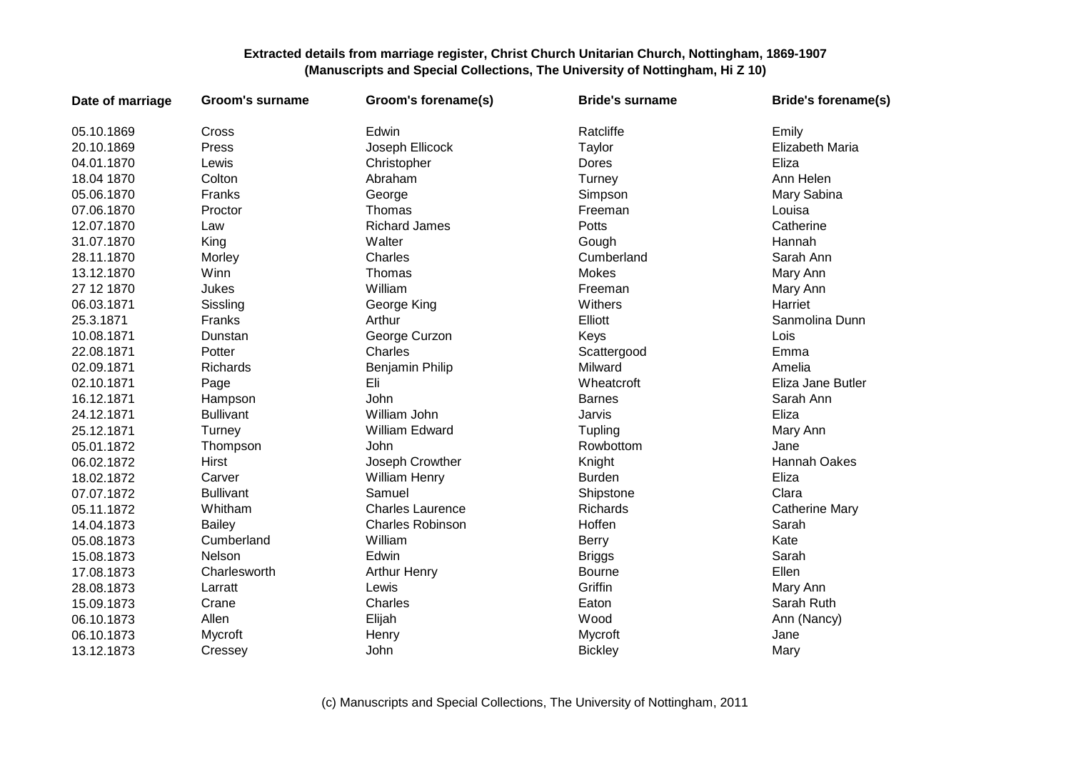**Extracted details from marriage register, Christ Church Unitarian Church, Nottingham, 1869-1907**
**(Manuscripts and Special Collections, The University of Nottingham, Hi Z 10)**

| Date of marriage | Groom's surname | Groom's forename(s) | Bride's surname | Bride's forename(s) |
|---|---|---|---|---|
| 05.10.1869 | Cross | Edwin | Ratcliffe | Emily |
| 20.10.1869 | Press | Joseph Ellicock | Taylor | Elizabeth Maria |
| 04.01.1870 | Lewis | Christopher | Dores | Eliza |
| 18.04 1870 | Colton | Abraham | Turney | Ann Helen |
| 05.06.1870 | Franks | George | Simpson | Mary Sabina |
| 07.06.1870 | Proctor | Thomas | Freeman | Louisa |
| 12.07.1870 | Law | Richard James | Potts | Catherine |
| 31.07.1870 | King | Walter | Gough | Hannah |
| 28.11.1870 | Morley | Charles | Cumberland | Sarah Ann |
| 13.12.1870 | Winn | Thomas | Mokes | Mary Ann |
| 27 12 1870 | Jukes | William | Freeman | Mary Ann |
| 06.03.1871 | Sissling | George King | Withers | Harriet |
| 25.3.1871 | Franks | Arthur | Elliott | Sanmolina Dunn |
| 10.08.1871 | Dunstan | George Curzon | Keys | Lois |
| 22.08.1871 | Potter | Charles | Scattergood | Emma |
| 02.09.1871 | Richards | Benjamin Philip | Milward | Amelia |
| 02.10.1871 | Page | Eli | Wheatcroft | Eliza Jane Butler |
| 16.12.1871 | Hampson | John | Barnes | Sarah Ann |
| 24.12.1871 | Bullivant | William John | Jarvis | Eliza |
| 25.12.1871 | Turney | William Edward | Tupling | Mary Ann |
| 05.01.1872 | Thompson | John | Rowbottom | Jane |
| 06.02.1872 | Hirst | Joseph Crowther | Knight | Hannah Oakes |
| 18.02.1872 | Carver | William Henry | Burden | Eliza |
| 07.07.1872 | Bullivant | Samuel | Shipstone | Clara |
| 05.11.1872 | Whitham | Charles Laurence | Richards | Catherine Mary |
| 14.04.1873 | Bailey | Charles Robinson | Hoffen | Sarah |
| 05.08.1873 | Cumberland | William | Berry | Kate |
| 15.08.1873 | Nelson | Edwin | Briggs | Sarah |
| 17.08.1873 | Charlesworth | Arthur Henry | Bourne | Ellen |
| 28.08.1873 | Larratt | Lewis | Griffin | Mary Ann |
| 15.09.1873 | Crane | Charles | Eaton | Sarah Ruth |
| 06.10.1873 | Allen | Elijah | Wood | Ann (Nancy) |
| 06.10.1873 | Mycroft | Henry | Mycroft | Jane |
| 13.12.1873 | Cressey | John | Bickley | Mary |

(c) Manuscripts and Special Collections, The University of Nottingham, 2011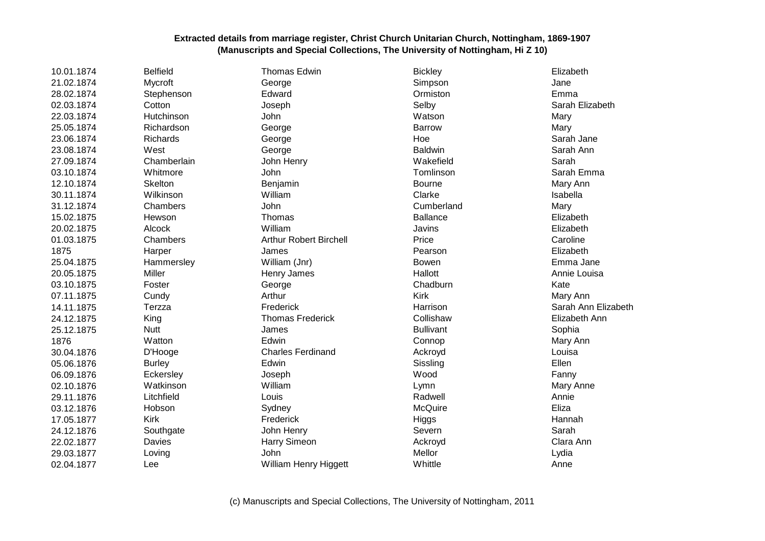**Extracted details from marriage register, Christ Church Unitarian Church, Nottingham, 1869-1907**
**(Manuscripts and Special Collections, The University of Nottingham, Hi Z 10)**

| | | | | |
|---|---|---|---|---|
| 10.01.1874 | Belfield | Thomas Edwin | Bickley | Elizabeth |
| 21.02.1874 | Mycroft | George | Simpson | Jane |
| 28.02.1874 | Stephenson | Edward | Ormiston | Emma |
| 02.03.1874 | Cotton | Joseph | Selby | Sarah Elizabeth |
| 22.03.1874 | Hutchinson | John | Watson | Mary |
| 25.05.1874 | Richardson | George | Barrow | Mary |
| 23.06.1874 | Richards | George | Hoe | Sarah Jane |
| 23.08.1874 | West | George | Baldwin | Sarah Ann |
| 27.09.1874 | Chamberlain | John Henry | Wakefield | Sarah |
| 03.10.1874 | Whitmore | John | Tomlinson | Sarah Emma |
| 12.10.1874 | Skelton | Benjamin | Bourne | Mary Ann |
| 30.11.1874 | Wilkinson | William | Clarke | Isabella |
| 31.12.1874 | Chambers | John | Cumberland | Mary |
| 15.02.1875 | Hewson | Thomas | Ballance | Elizabeth |
| 20.02.1875 | Alcock | William | Javins | Elizabeth |
| 01.03.1875 | Chambers | Arthur Robert Birchell | Price | Caroline |
| 1875 | Harper | James | Pearson | Elizabeth |
| 25.04.1875 | Hammersley | William (Jnr) | Bowen | Emma Jane |
| 20.05.1875 | Miller | Henry James | Hallott | Annie Louisa |
| 03.10.1875 | Foster | George | Chadburn | Kate |
| 07.11.1875 | Cundy | Arthur | Kirk | Mary Ann |
| 14.11.1875 | Terzza | Frederick | Harrison | Sarah Ann Elizabeth |
| 24.12.1875 | King | Thomas Frederick | Collishaw | Elizabeth Ann |
| 25.12.1875 | Nutt | James | Bullivant | Sophia |
| 1876 | Watton | Edwin | Connop | Mary Ann |
| 30.04.1876 | D'Hooge | Charles Ferdinand | Ackroyd | Louisa |
| 05.06.1876 | Burley | Edwin | Sissling | Ellen |
| 06.09.1876 | Eckersley | Joseph | Wood | Fanny |
| 02.10.1876 | Watkinson | William | Lymn | Mary Anne |
| 29.11.1876 | Litchfield | Louis | Radwell | Annie |
| 03.12.1876 | Hobson | Sydney | McQuire | Eliza |
| 17.05.1877 | Kirk | Frederick | Higgs | Hannah |
| 24.12.1876 | Southgate | John Henry | Severn | Sarah |
| 22.02.1877 | Davies | Harry Simeon | Ackroyd | Clara Ann |
| 29.03.1877 | Loving | John | Mellor | Lydia |
| 02.04.1877 | Lee | William Henry Higgett | Whittle | Anne |

(c) Manuscripts and Special Collections, The University of Nottingham, 2011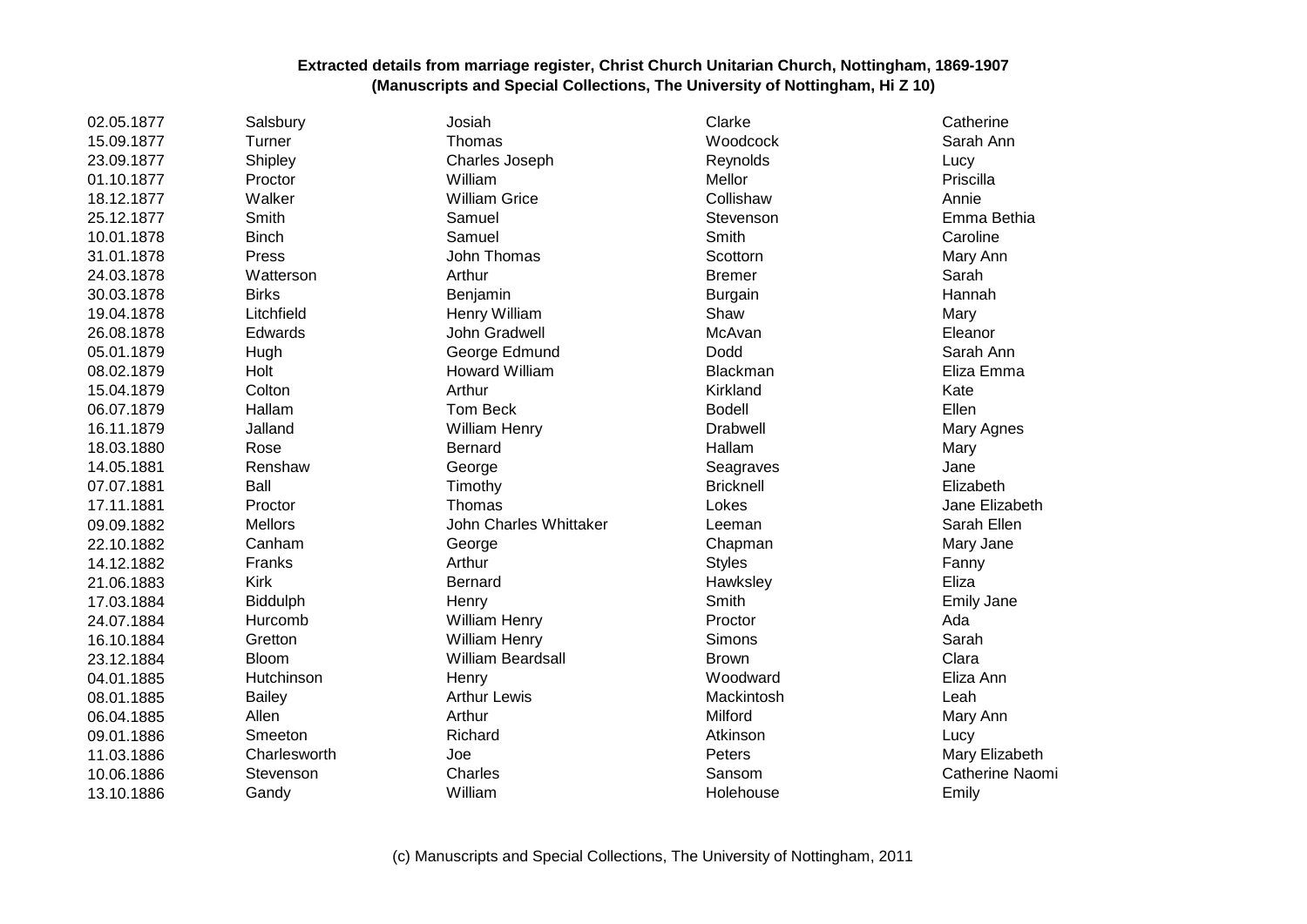**Extracted details from marriage register, Christ Church Unitarian Church, Nottingham, 1869-1907**
**(Manuscripts and Special Collections, The University of Nottingham, Hi Z 10)**

| | | | | |
|---|---|---|---|---|
| 02.05.1877 | Salsbury | Josiah | Clarke | Catherine |
| 15.09.1877 | Turner | Thomas | Woodcock | Sarah Ann |
| 23.09.1877 | Shipley | Charles Joseph | Reynolds | Lucy |
| 01.10.1877 | Proctor | William | Mellor | Priscilla |
| 18.12.1877 | Walker | William Grice | Collishaw | Annie |
| 25.12.1877 | Smith | Samuel | Stevenson | Emma Bethia |
| 10.01.1878 | Binch | Samuel | Smith | Caroline |
| 31.01.1878 | Press | John Thomas | Scottorn | Mary Ann |
| 24.03.1878 | Watterson | Arthur | Bremer | Sarah |
| 30.03.1878 | Birks | Benjamin | Burgain | Hannah |
| 19.04.1878 | Litchfield | Henry William | Shaw | Mary |
| 26.08.1878 | Edwards | John Gradwell | McAvan | Eleanor |
| 05.01.1879 | Hugh | George Edmund | Dodd | Sarah Ann |
| 08.02.1879 | Holt | Howard William | Blackman | Eliza Emma |
| 15.04.1879 | Colton | Arthur | Kirkland | Kate |
| 06.07.1879 | Hallam | Tom Beck | Bodell | Ellen |
| 16.11.1879 | Jalland | William Henry | Drabwell | Mary Agnes |
| 18.03.1880 | Rose | Bernard | Hallam | Mary |
| 14.05.1881 | Renshaw | George | Seagraves | Jane |
| 07.07.1881 | Ball | Timothy | Bricknell | Elizabeth |
| 17.11.1881 | Proctor | Thomas | Lokes | Jane Elizabeth |
| 09.09.1882 | Mellors | John Charles Whittaker | Leeman | Sarah Ellen |
| 22.10.1882 | Canham | George | Chapman | Mary Jane |
| 14.12.1882 | Franks | Arthur | Styles | Fanny |
| 21.06.1883 | Kirk | Bernard | Hawksley | Eliza |
| 17.03.1884 | Biddulph | Henry | Smith | Emily Jane |
| 24.07.1884 | Hurcomb | William Henry | Proctor | Ada |
| 16.10.1884 | Gretton | William Henry | Simons | Sarah |
| 23.12.1884 | Bloom | William Beardsall | Brown | Clara |
| 04.01.1885 | Hutchinson | Henry | Woodward | Eliza Ann |
| 08.01.1885 | Bailey | Arthur Lewis | Mackintosh | Leah |
| 06.04.1885 | Allen | Arthur | Milford | Mary Ann |
| 09.01.1886 | Smeeton | Richard | Atkinson | Lucy |
| 11.03.1886 | Charlesworth | Joe | Peters | Mary Elizabeth |
| 10.06.1886 | Stevenson | Charles | Sansom | Catherine Naomi |
| 13.10.1886 | Gandy | William | Holehouse | Emily |

(c) Manuscripts and Special Collections, The University of Nottingham, 2011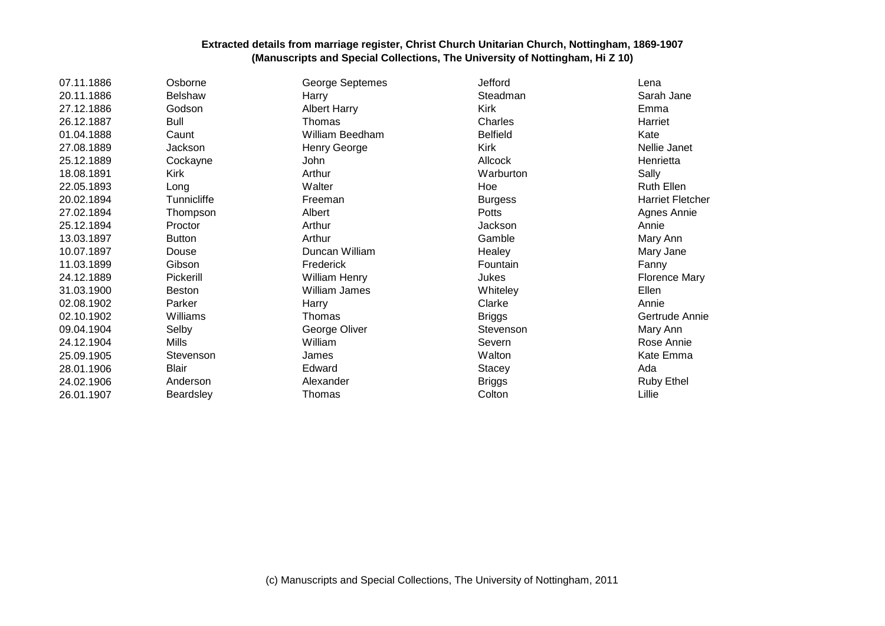**Extracted details from marriage register, Christ Church Unitarian Church, Nottingham, 1869-1907**
**(Manuscripts and Special Collections, The University of Nottingham, Hi Z 10)**

| | | | | |
|---|---|---|---|---|
| 07.11.1886 | Osborne | George Septemes | Jefford | Lena |
| 20.11.1886 | Belshaw | Harry | Steadman | Sarah Jane |
| 27.12.1886 | Godson | Albert Harry | Kirk | Emma |
| 26.12.1887 | Bull | Thomas | Charles | Harriet |
| 01.04.1888 | Caunt | William Beedham | Belfield | Kate |
| 27.08.1889 | Jackson | Henry George | Kirk | Nellie Janet |
| 25.12.1889 | Cockayne | John | Allcock | Henrietta |
| 18.08.1891 | Kirk | Arthur | Warburton | Sally |
| 22.05.1893 | Long | Walter | Hoe | Ruth Ellen |
| 20.02.1894 | Tunnicliffe | Freeman | Burgess | Harriet Fletcher |
| 27.02.1894 | Thompson | Albert | Potts | Agnes Annie |
| 25.12.1894 | Proctor | Arthur | Jackson | Annie |
| 13.03.1897 | Button | Arthur | Gamble | Mary Ann |
| 10.07.1897 | Douse | Duncan William | Healey | Mary Jane |
| 11.03.1899 | Gibson | Frederick | Fountain | Fanny |
| 24.12.1889 | Pickerill | William Henry | Jukes | Florence Mary |
| 31.03.1900 | Beston | William James | Whiteley | Ellen |
| 02.08.1902 | Parker | Harry | Clarke | Annie |
| 02.10.1902 | Williams | Thomas | Briggs | Gertrude Annie |
| 09.04.1904 | Selby | George Oliver | Stevenson | Mary Ann |
| 24.12.1904 | Mills | William | Severn | Rose Annie |
| 25.09.1905 | Stevenson | James | Walton | Kate Emma |
| 28.01.1906 | Blair | Edward | Stacey | Ada |
| 24.02.1906 | Anderson | Alexander | Briggs | Ruby Ethel |
| 26.01.1907 | Beardsley | Thomas | Colton | Lillie |

(c) Manuscripts and Special Collections, The University of Nottingham, 2011